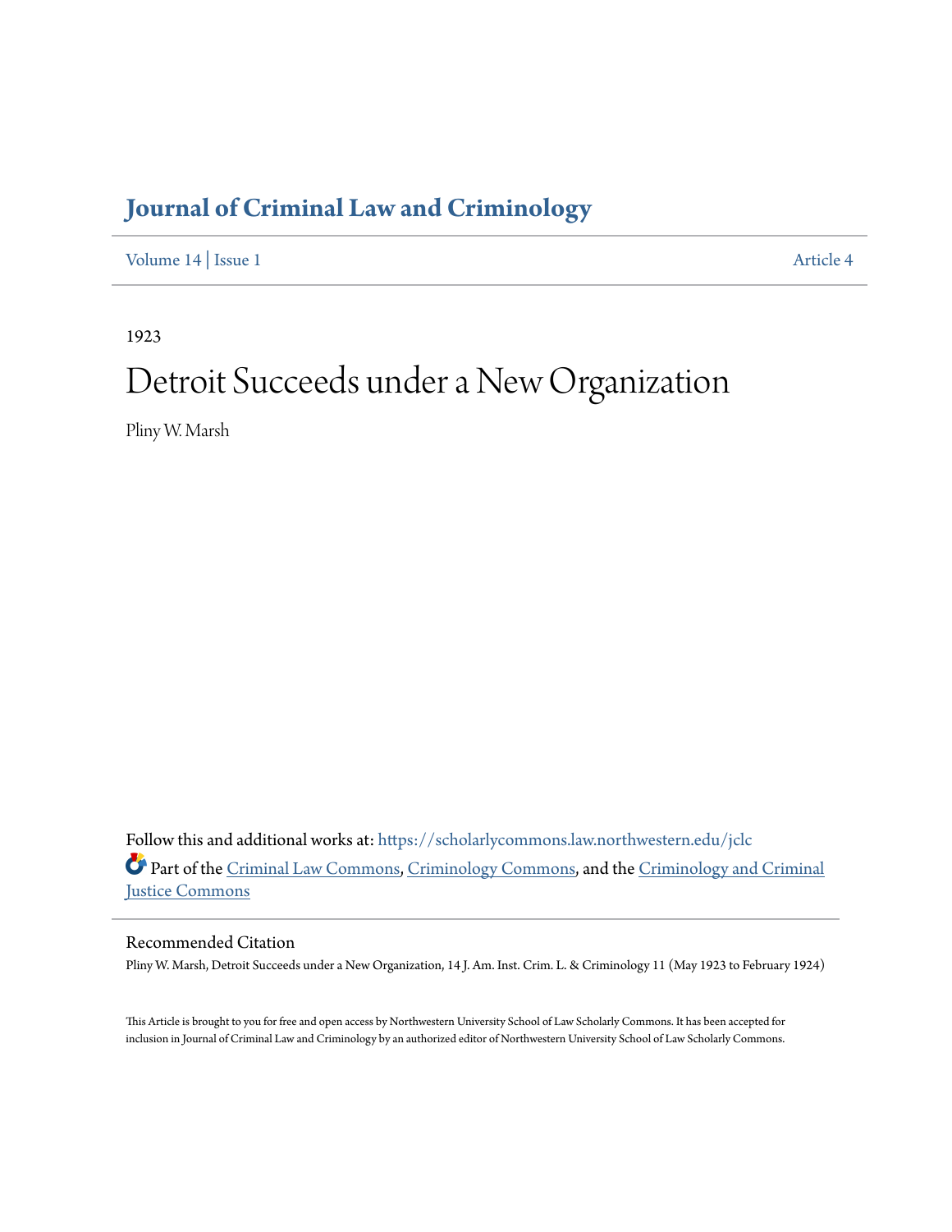# Journal of Criminal Law and Criminology

Volume 14 | Issue 1 Article 4

1923

# Detroit Succeeds under a New Organization

Pliny W. Marsh

Follow this and additional works at: https://scholarlycommons.law.northwestern.edu/jclc

Part of the Criminal Law Commons, Criminology Commons, and the Criminology and Criminal Justice Commons

## Recommended Citation

Pliny W. Marsh, Detroit Succeeds under a New Organization, 14 J. Am. Inst. Crim. L. & Criminology 11 (May 1923 to February 1924)

This Article is brought to you for free and open access by Northwestern University School of Law Scholarly Commons. It has been accepted for inclusion in Journal of Criminal Law and Criminology by an authorized editor of Northwestern University School of Law Scholarly Commons.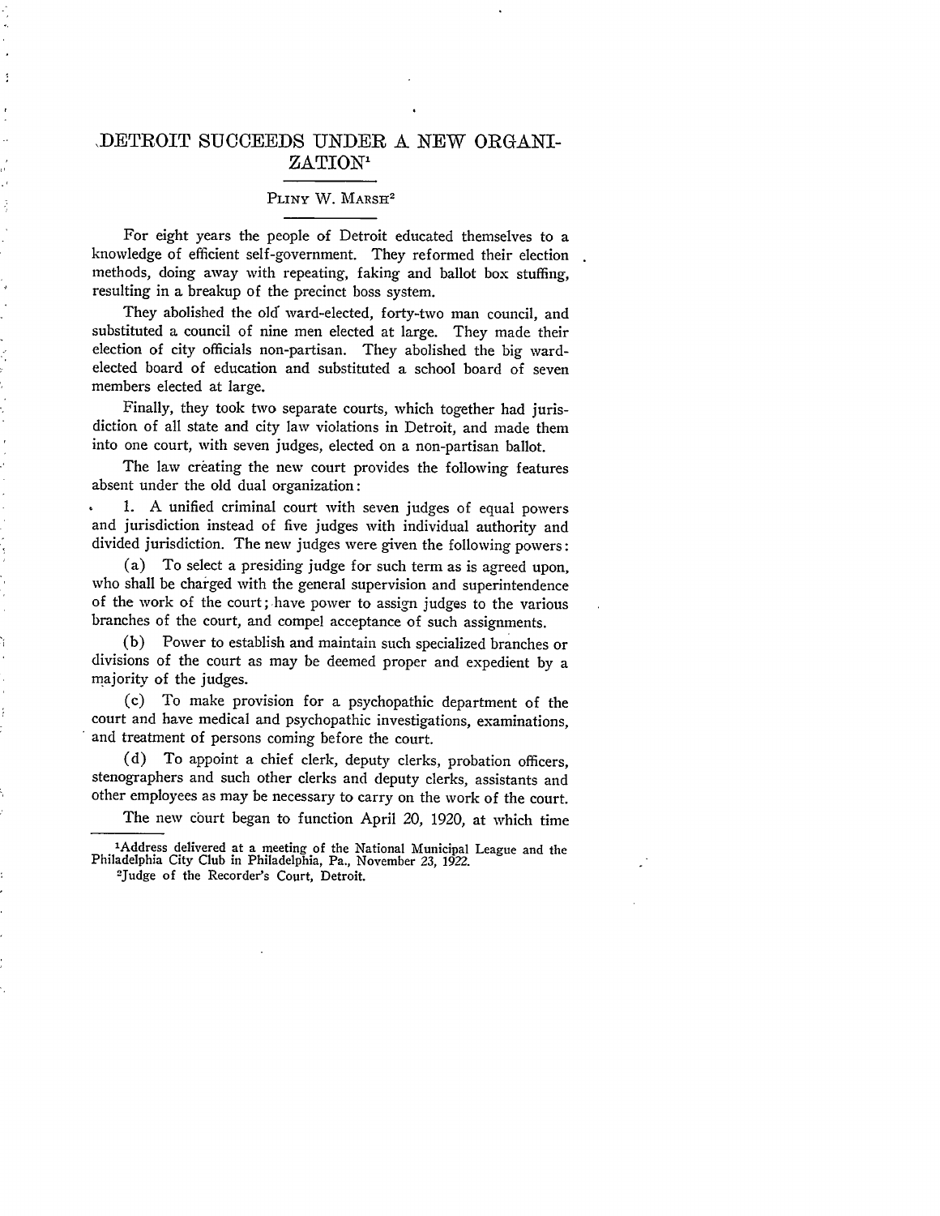# DETROIT SUCCEEDS UNDER A NEW ORGANIZATION[1]

PLINY W. MARSH[2]

For eight years the people of Detroit educated themselves to a knowledge of efficient self-government. They reformed their election methods, doing away with repeating, faking and ballot box stuffing, resulting in a breakup of the precinct boss system.

They abolished the old ward-elected, forty-two man council, and substituted a council of nine men elected at large. They made their election of city officials non-partisan. They abolished the big ward-elected board of education and substituted a school board of seven members elected at large.

Finally, they took two separate courts, which together had jurisdiction of all state and city law violations in Detroit, and made them into one court, with seven judges, elected on a non-partisan ballot.

The law creating the new court provides the following features absent under the old dual organization:

1. A unified criminal court with seven judges of equal powers and jurisdiction instead of five judges with individual authority and divided jurisdiction. The new judges were given the following powers:

(a) To select a presiding judge for such term as is agreed upon, who shall be charged with the general supervision and superintendence of the work of the court; have power to assign judges to the various branches of the court, and compel acceptance of such assignments.

(b) Power to establish and maintain such specialized branches or divisions of the court as may be deemed proper and expedient by a majority of the judges.

(c) To make provision for a psychopathic department of the court and have medical and psychopathic investigations, examinations, and treatment of persons coming before the court.

(d) To appoint a chief clerk, deputy clerks, probation officers, stenographers and such other clerks and deputy clerks, assistants and other employees as may be necessary to carry on the work of the court.

The new court began to function April 20, 1920, at which time

[1] Address delivered at a meeting of the National Municipal League and the Philadelphia City Club in Philadelphia, Pa., November 23, 1922.

[2] Judge of the Recorder's Court, Detroit.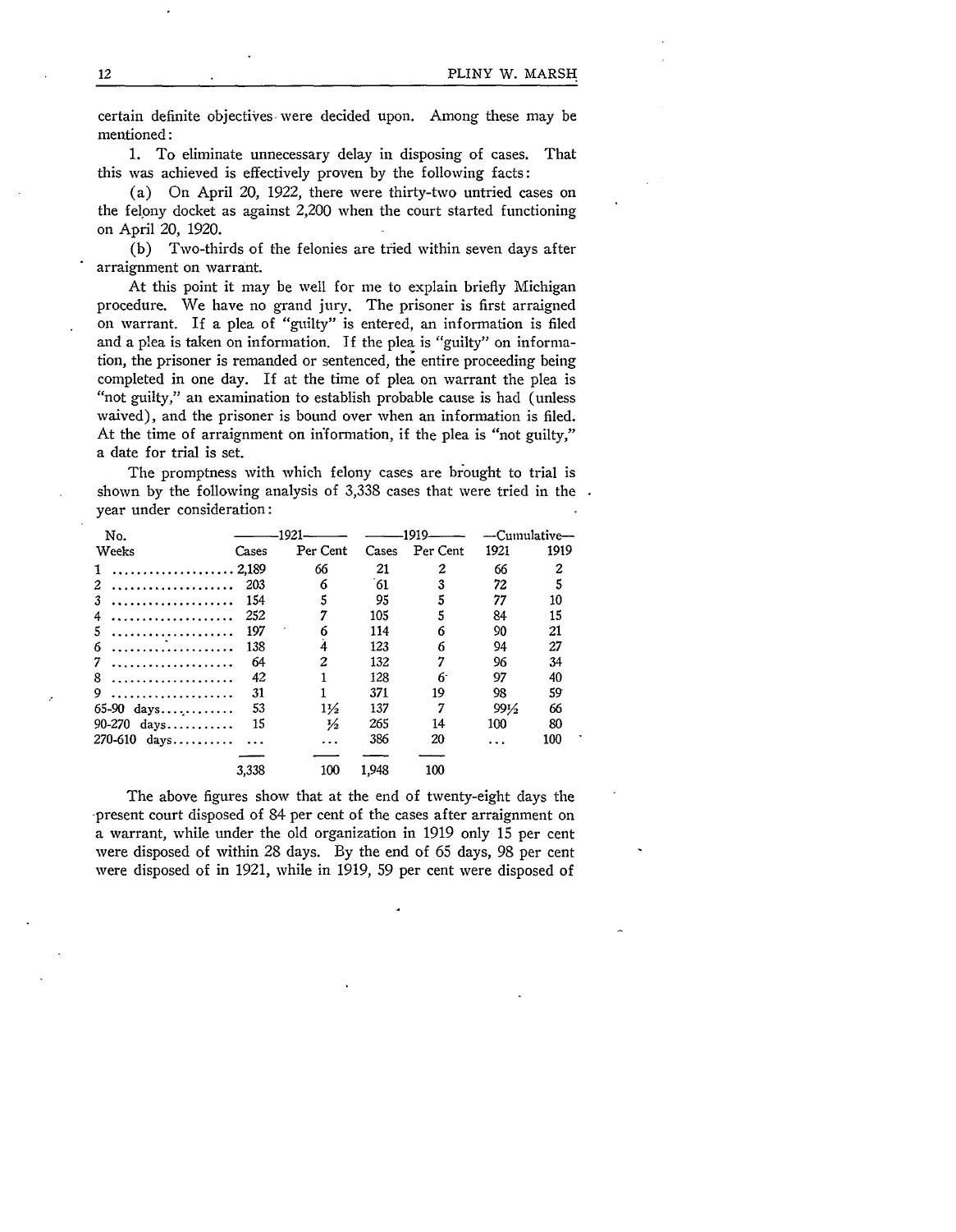certain definite objectives were decided upon. Among these may be mentioned:

1. To eliminate unnecessary delay in disposing of cases. That this was achieved is effectively proven by the following facts:

(a) On April 20, 1922, there were thirty-two untried cases on the felony docket as against 2,200 when the court started functioning on April 20, 1920.

(b) Two-thirds of the felonies are tried within seven days after arraignment on warrant.

At this point it may be well for me to explain briefly Michigan procedure. We have no grand jury. The prisoner is first arraigned on warrant. If a plea of "guilty" is entered, an information is filed and a plea is taken on information. If the plea is "guilty" on information, the prisoner is remanded or sentenced, the entire proceeding being completed in one day. If at the time of plea on warrant the plea is "not guilty," an examination to establish probable cause is had (unless waived), and the prisoner is bound over when an information is filed. At the time of arraignment on information, if the plea is "not guilty," a date for trial is set.

The promptness with which felony cases are brought to trial is shown by the following analysis of 3,338 cases that were tried in the year under consideration:

| No. | 1921 | | 1919 | | Cumulative | |
|---|---|---|---|---|---|---|
| Weeks | Cases | Per Cent | Cases | Per Cent | 1921 | 1919 |
| 1 | 2,189 | 66 | 21 | 2 | 66 | 2 |
| 2 | 203 | 6 | 61 | 3 | 72 | 5 |
| 3 | 154 | 5 | 95 | 5 | 77 | 10 |
| 4 | 252 | 7 | 105 | 5 | 84 | 15 |
| 5 | 197 | 6 | 114 | 6 | 90 | 21 |
| 6 | 138 | 4 | 123 | 6 | 94 | 27 |
| 7 | 64 | 2 | 132 | 7 | 96 | 34 |
| 8 | 42 | 1 | 128 | 6 | 97 | 40 |
| 9 | 31 | 1 | 371 | 19 | 98 | 59 |
| 65-90 days | 53 | 1½ | 137 | 7 | 99½ | 66 |
| 90-270 days | 15 | ½ | 265 | 14 | 100 | 80 |
| 270-610 days | ... | ... | 386 | 20 | ... | 100 |
| | 3,338 | 100 | 1,948 | 100 | | |

The above figures show that at the end of twenty-eight days the present court disposed of 84 per cent of the cases after arraignment on a warrant, while under the old organization in 1919 only 15 per cent were disposed of within 28 days. By the end of 65 days, 98 per cent were disposed of in 1921, while in 1919, 59 per cent were disposed of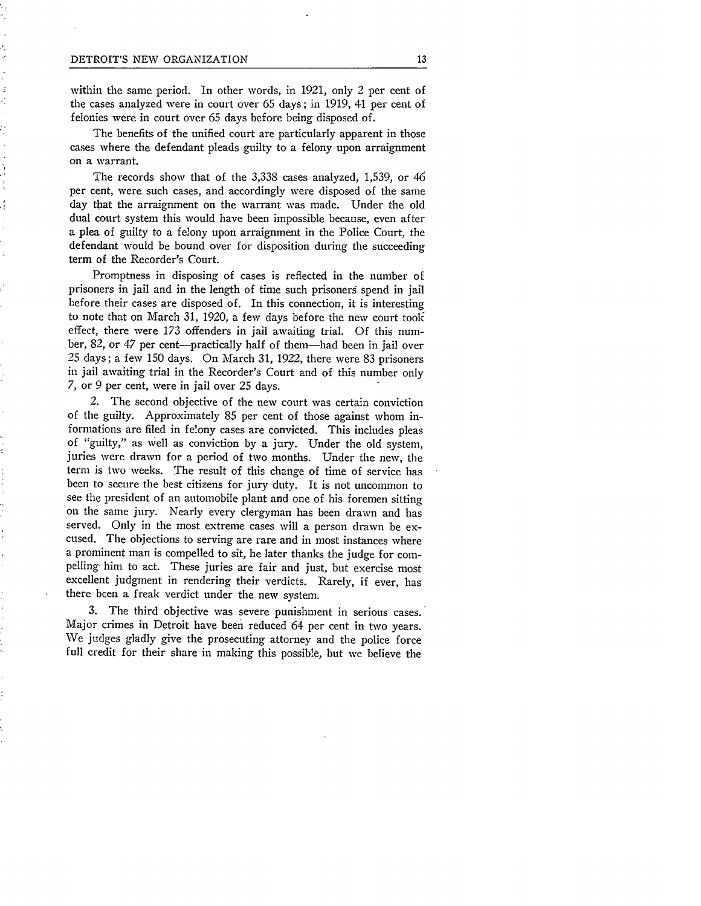within the same period. In other words, in 1921, only 2 per cent of the cases analyzed were in court over 65 days; in 1919, 41 per cent of felonies were in court over 65 days before being disposed of.

The benefits of the unified court are particularly apparent in those cases where the defendant pleads guilty to a felony upon arraignment on a warrant.

The records show that of the 3,338 cases analyzed, 1,539, or 46 per cent, were such cases, and accordingly were disposed of the same day that the arraignment on the warrant was made. Under the old dual court system this would have been impossible because, even after a plea of guilty to a felony upon arraignment in the Police Court, the defendant would be bound over for disposition during the succeeding term of the Recorder's Court.

Promptness in disposing of cases is reflected in the number of prisoners in jail and in the length of time such prisoners spend in jail before their cases are disposed of. In this connection, it is interesting to note that on March 31, 1920, a few days before the new court took effect, there were 173 offenders in jail awaiting trial. Of this number, 82, or 47 per cent—practically half of them—had been in jail over 25 days; a few 150 days. On March 31, 1922, there were 83 prisoners in jail awaiting trial in the Recorder's Court and of this number only 7, or 9 per cent, were in jail over 25 days.

2. The second objective of the new court was certain conviction of the guilty. Approximately 85 per cent of those against whom informations are filed in felony cases are convicted. This includes pleas of "guilty," as well as conviction by a jury. Under the old system, juries were drawn for a period of two months. Under the new, the term is two weeks. The result of this change of time of service has been to secure the best citizens for jury duty. It is not uncommon to see the president of an automobile plant and one of his foremen sitting on the same jury. Nearly every clergyman has been drawn and has served. Only in the most extreme cases will a person drawn be excused. The objections to serving are rare and in most instances where a prominent man is compelled to sit, he later thanks the judge for compelling him to act. These juries are fair and just, but exercise most excellent judgment in rendering their verdicts. Rarely, if ever, has there been a freak verdict under the new system.

3. The third objective was severe punishment in serious cases. Major crimes in Detroit have been reduced 64 per cent in two years. We judges gladly give the prosecuting attorney and the police force full credit for their share in making this possible, but we believe the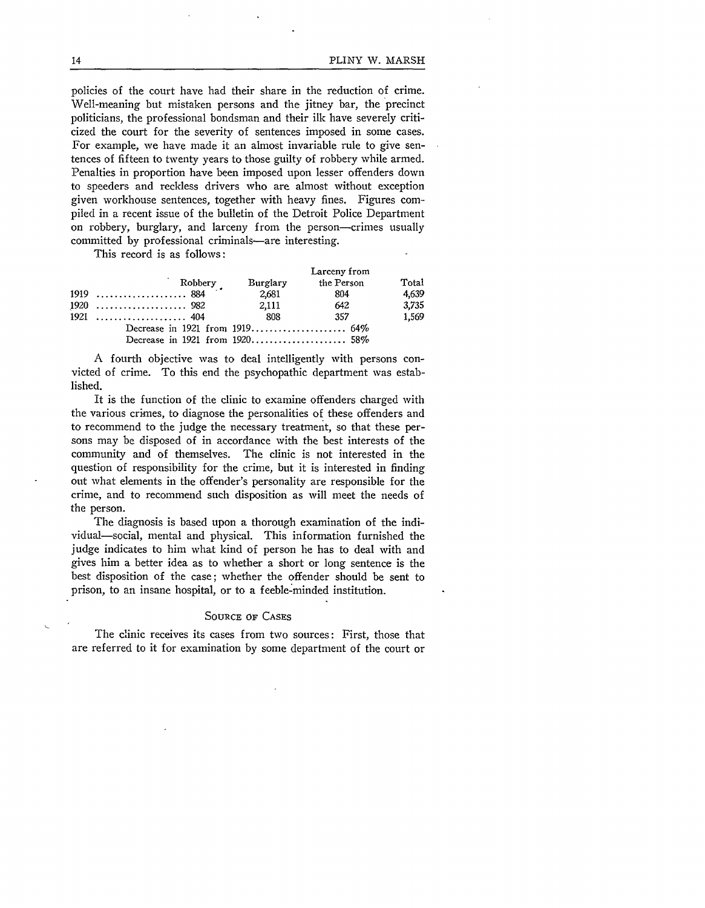policies of the court have had their share in the reduction of crime. Well-meaning but mistaken persons and the jitney bar, the precinct politicians, the professional bondsman and their ilk have severely criticized the court for the severity of sentences imposed in some cases. For example, we have made it an almost invariable rule to give sentences of fifteen to twenty years to those guilty of robbery while armed. Penalties in proportion have been imposed upon lesser offenders down to speeders and reckless drivers who are almost without exception given workhouse sentences, together with heavy fines. Figures compiled in a recent issue of the bulletin of the Detroit Police Department on robbery, burglary, and larceny from the person—crimes usually committed by professional criminals—are interesting.

This record is as follows:

| | Robbery | Burglary | Larceny from the Person | Total |
|---|---|---|---|---|
| 1919 | 884 | 2,681 | 804 | 4,639 |
| 1920 | 982 | 2,111 | 642 | 3,735 |
| 1921 | 404 | 808 | 357 | 1,569 |

Decrease in 1921 from 1919.................... 64%
Decrease in 1921 from 1920.................... 58%

A fourth objective was to deal intelligently with persons convicted of crime. To this end the psychopathic department was established.

It is the function of the clinic to examine offenders charged with the various crimes, to diagnose the personalities of these offenders and to recommend to the judge the necessary treatment, so that these persons may be disposed of in accordance with the best interests of the community and of themselves. The clinic is not interested in the question of responsibility for the crime, but it is interested in finding out what elements in the offender's personality are responsible for the crime, and to recommend such disposition as will meet the needs of the person.

The diagnosis is based upon a thorough examination of the individual—social, mental and physical. This information furnished the judge indicates to him what kind of person he has to deal with and gives him a better idea as to whether a short or long sentence is the best disposition of the case; whether the offender should be sent to prison, to an insane hospital, or to a feeble-minded institution.

## Source of Cases

The clinic receives its cases from two sources: First, those that are referred to it for examination by some department of the court or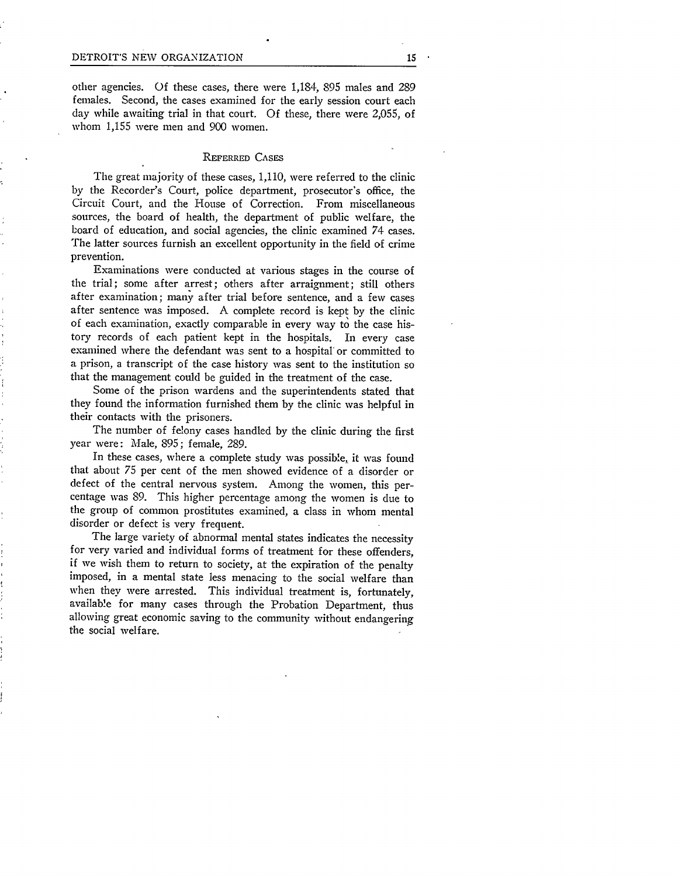other agencies. Of these cases, there were 1,184, 895 males and 289 females. Second, the cases examined for the early session court each day while awaiting trial in that court. Of these, there were 2,055, of whom 1,155 were men and 900 women.

### Referred Cases

The great majority of these cases, 1,110, were referred to the clinic by the Recorder's Court, police department, prosecutor's office, the Circuit Court, and the House of Correction. From miscellaneous sources, the board of health, the department of public welfare, the board of education, and social agencies, the clinic examined 74 cases. The latter sources furnish an excellent opportunity in the field of crime prevention.

Examinations were conducted at various stages in the course of the trial; some after arrest; others after arraignment; still others after examination; many after trial before sentence, and a few cases after sentence was imposed. A complete record is kept by the clinic of each examination, exactly comparable in every way to the case history records of each patient kept in the hospitals. In every case examined where the defendant was sent to a hospital or committed to a prison, a transcript of the case history was sent to the institution so that the management could be guided in the treatment of the case.

Some of the prison wardens and the superintendents stated that they found the information furnished them by the clinic was helpful in their contacts with the prisoners.

The number of felony cases handled by the clinic during the first year were: Male, 895; female, 289.

In these cases, where a complete study was possible, it was found that about 75 per cent of the men showed evidence of a disorder or defect of the central nervous system. Among the women, this percentage was 89. This higher percentage among the women is due to the group of common prostitutes examined, a class in whom mental disorder or defect is very frequent.

The large variety of abnormal mental states indicates the necessity for very varied and individual forms of treatment for these offenders, if we wish them to return to society, at the expiration of the penalty imposed, in a mental state less menacing to the social welfare than when they were arrested. This individual treatment is, fortunately, available for many cases through the Probation Department, thus allowing great economic saving to the community without endangering the social welfare.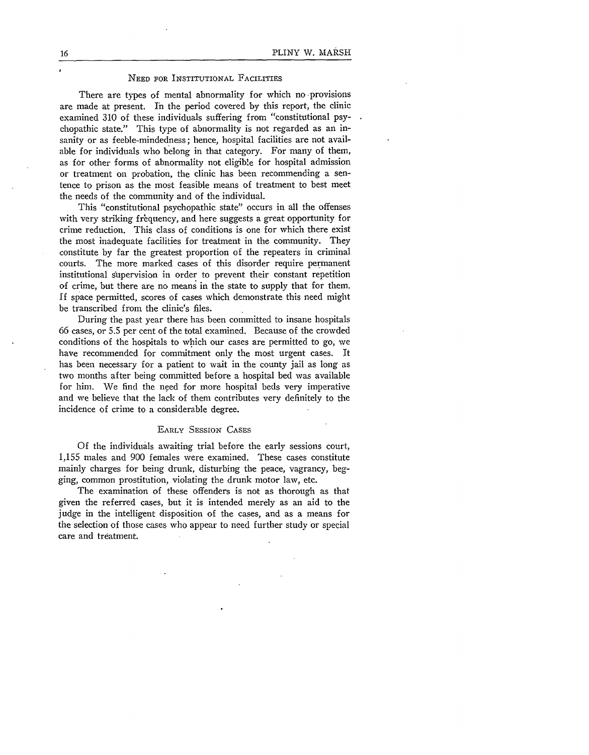## Need for Institutional Facilities

There are types of mental abnormality for which no provisions are made at present. In the period covered by this report, the clinic examined 310 of these individuals suffering from "constitutional psychopathic state." This type of abnormality is not regarded as an insanity or as feeble-mindedness; hence, hospital facilities are not available for individuals who belong in that category. For many of them, as for other forms of abnormality not eligible for hospital admission or treatment on probation, the clinic has been recommending a sentence to prison as the most feasible means of treatment to best meet the needs of the community and of the individual.

This "constitutional psychopathic state" occurs in all the offenses with very striking frequency, and here suggests a great opportunity for crime reduction. This class of conditions is one for which there exist the most inadequate facilities for treatment in the community. They constitute by far the greatest proportion of the repeaters in criminal courts. The more marked cases of this disorder require permanent institutional supervision in order to prevent their constant repetition of crime, but there are no means in the state to supply that for them. If space permitted, scores of cases which demonstrate this need might be transcribed from the clinic's files.

During the past year there has been committed to insane hospitals 66 cases, or 5.5 per cent of the total examined. Because of the crowded conditions of the hospitals to which our cases are permitted to go, we have recommended for commitment only the most urgent cases. It has been necessary for a patient to wait in the county jail as long as two months after being committed before a hospital bed was available for him. We find the need for more hospital beds very imperative and we believe that the lack of them contributes very definitely to the incidence of crime to a considerable degree.

## Early Session Cases

Of the individuals awaiting trial before the early sessions court, 1,155 males and 900 females were examined. These cases constitute mainly charges for being drunk, disturbing the peace, vagrancy, begging, common prostitution, violating the drunk motor law, etc.

The examination of these offenders is not as thorough as that given the referred cases, but it is intended merely as an aid to the judge in the intelligent disposition of the cases, and as a means for the selection of those cases who appear to need further study or special care and treatment.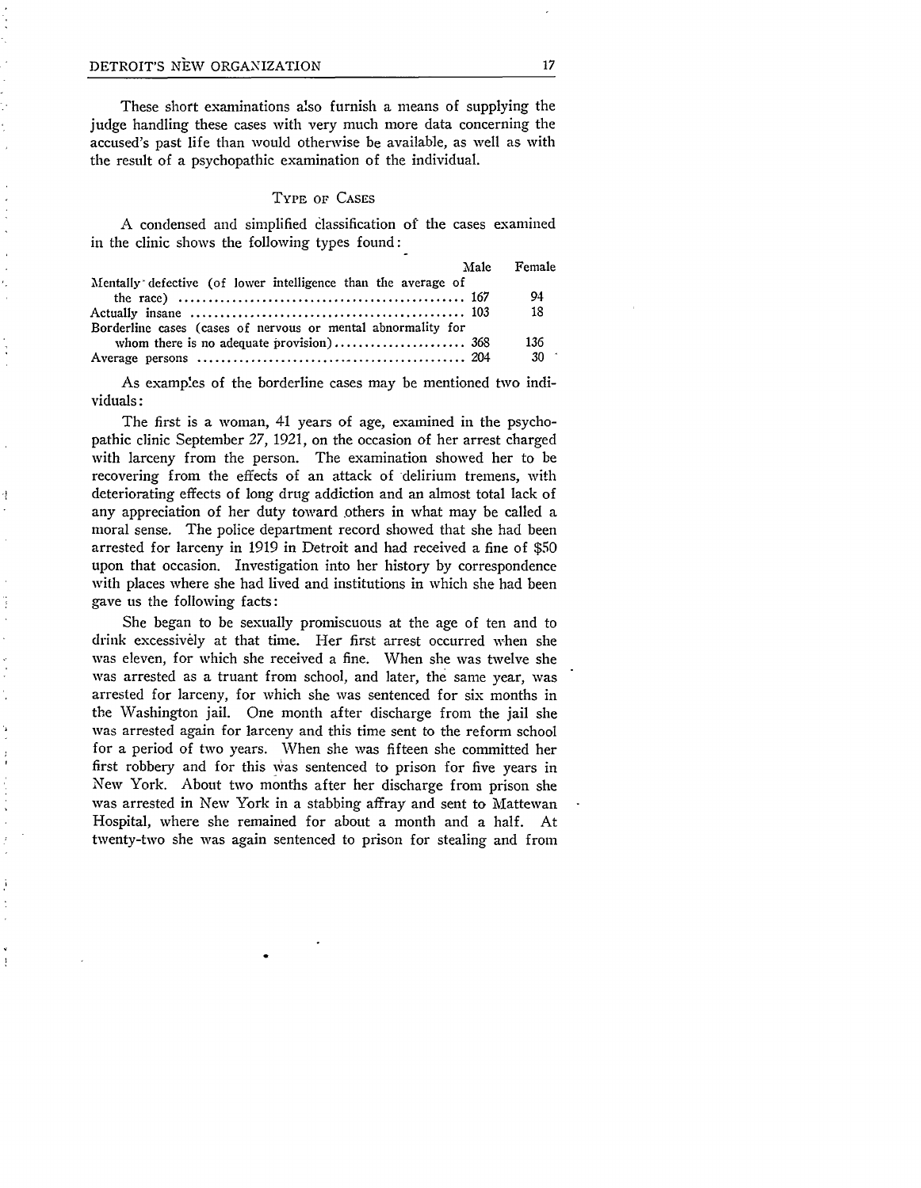These short examinations also furnish a means of supplying the judge handling these cases with very much more data concerning the accused's past life than would otherwise be available, as well as with the result of a psychopathic examination of the individual.

### Type of Cases

A condensed and simplified classification of the cases examined in the clinic shows the following types found:

| | Male | Female |
|---|---|---|
| Mentally defective (of lower intelligence than the average of the race) | 167 | 94 |
| Actually insane | 103 | 18 |
| Borderline cases (cases of nervous or mental abnormality for whom there is no adequate provision) | 368 | 136 |
| Average persons | 204 | 30 |

As examples of the borderline cases may be mentioned two individuals:

The first is a woman, 41 years of age, examined in the psychopathic clinic September 27, 1921, on the occasion of her arrest charged with larceny from the person. The examination showed her to be recovering from the effects of an attack of delirium tremens, with deteriorating effects of long drug addiction and an almost total lack of any appreciation of her duty toward others in what may be called a moral sense. The police department record showed that she had been arrested for larceny in 1919 in Detroit and had received a fine of $50 upon that occasion. Investigation into her history by correspondence with places where she had lived and institutions in which she had been gave us the following facts:

She began to be sexually promiscuous at the age of ten and to drink excessively at that time. Her first arrest occurred when she was eleven, for which she received a fine. When she was twelve she was arrested as a truant from school, and later, the same year, was arrested for larceny, for which she was sentenced for six months in the Washington jail. One month after discharge from the jail she was arrested again for larceny and this time sent to the reform school for a period of two years. When she was fifteen she committed her first robbery and for this was sentenced to prison for five years in New York. About two months after her discharge from prison she was arrested in New York in a stabbing affray and sent to Mattewan Hospital, where she remained for about a month and a half. At twenty-two she was again sentenced to prison for stealing and from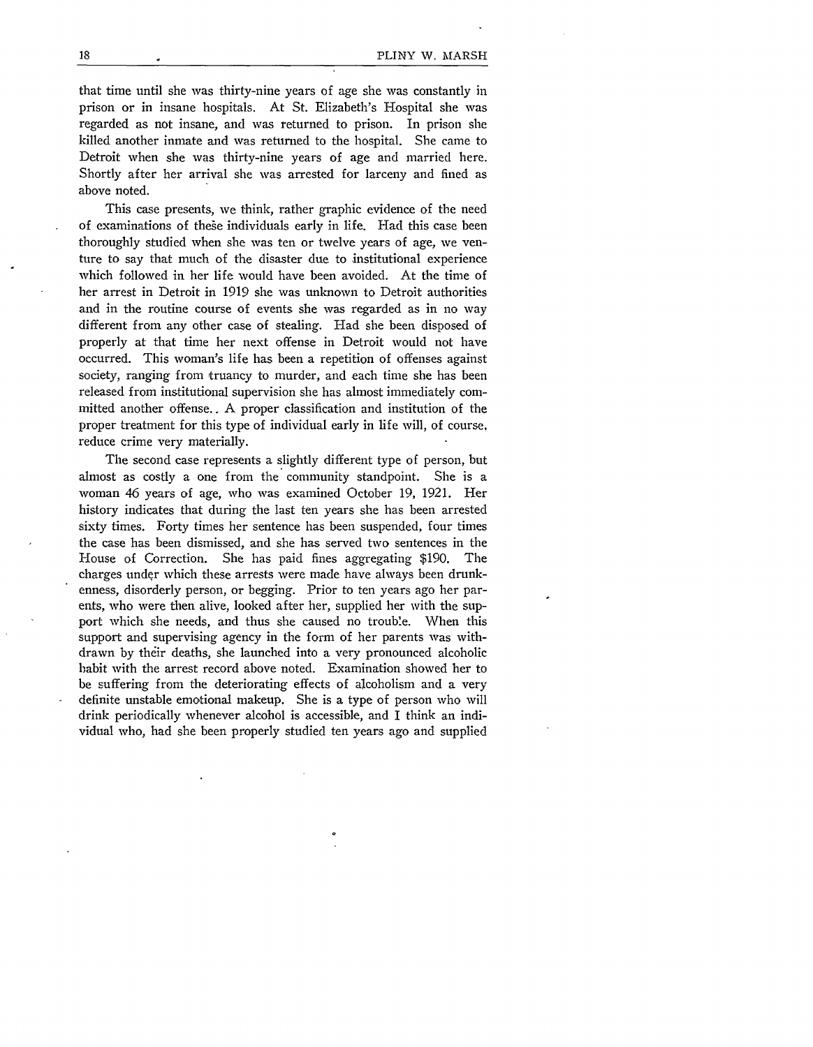that time until she was thirty-nine years of age she was constantly in prison or in insane hospitals. At St. Elizabeth's Hospital she was regarded as not insane, and was returned to prison. In prison she killed another inmate and was returned to the hospital. She came to Detroit when she was thirty-nine years of age and married here. Shortly after her arrival she was arrested for larceny and fined as above noted.

This case presents, we think, rather graphic evidence of the need of examinations of these individuals early in life. Had this case been thoroughly studied when she was ten or twelve years of age, we venture to say that much of the disaster due to institutional experience which followed in her life would have been avoided. At the time of her arrest in Detroit in 1919 she was unknown to Detroit authorities and in the routine course of events she was regarded as in no way different from any other case of stealing. Had she been disposed of properly at that time her next offense in Detroit would not have occurred. This woman's life has been a repetition of offenses against society, ranging from truancy to murder, and each time she has been released from institutional supervision she has almost immediately committed another offense. A proper classification and institution of the proper treatment for this type of individual early in life will, of course, reduce crime very materially.

The second case represents a slightly different type of person, but almost as costly a one from the community standpoint. She is a woman 46 years of age, who was examined October 19, 1921. Her history indicates that during the last ten years she has been arrested sixty times. Forty times her sentence has been suspended, four times the case has been dismissed, and she has served two sentences in the House of Correction. She has paid fines aggregating $190. The charges under which these arrests were made have always been drunkenness, disorderly person, or begging. Prior to ten years ago her parents, who were then alive, looked after her, supplied her with the support which she needs, and thus she caused no trouble. When this support and supervising agency in the form of her parents was withdrawn by their deaths, she launched into a very pronounced alcoholic habit with the arrest record above noted. Examination showed her to be suffering from the deteriorating effects of alcoholism and a very definite unstable emotional makeup. She is a type of person who will drink periodically whenever alcohol is accessible, and I think an individual who, had she been properly studied ten years ago and supplied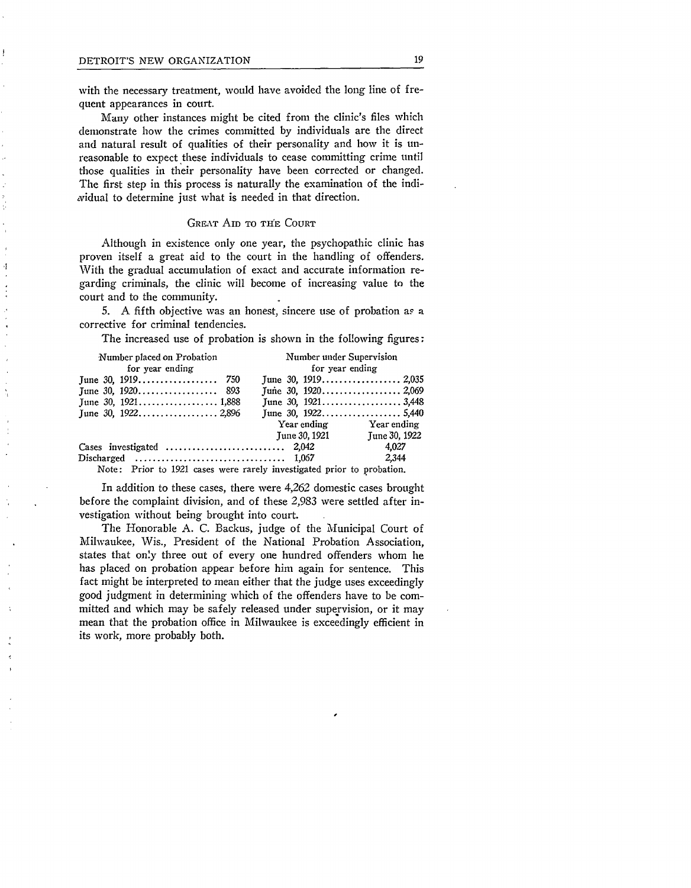with the necessary treatment, would have avoided the long line of frequent appearances in court.

Many other instances might be cited from the clinic's files which demonstrate how the crimes committed by individuals are the direct and natural result of qualities of their personality and how it is unreasonable to expect these individuals to cease committing crime until those qualities in their personality have been corrected or changed. The first step in this process is naturally the examination of the individual to determine just what is needed in that direction.

### Great Aid to the Court

Although in existence only one year, the psychopathic clinic has proven itself a great aid to the court in the handling of offenders. With the gradual accumulation of exact and accurate information regarding criminals, the clinic will become of increasing value to the court and to the community.

5. A fifth objective was an honest, sincere use of probation as a corrective for criminal tendencies.

The increased use of probation is shown in the following figures:

| Number placed on Probation for year ending | | Number under Supervision for year ending | |
|---|---|---|---|
| June 30, 1919 | 750 | June 30, 1919 | 2,035 |
| June 30, 1920 | 893 | June 30, 1920 | 2,069 |
| June 30, 1921 | 1,888 | June 30, 1921 | 3,448 |
| June 30, 1922 | 2,896 | June 30, 1922 | 5,440 |

| | Year ending June 30, 1921 | Year ending June 30, 1922 |
|---|---|---|
| Cases investigated | 2,042 | 4,027 |
| Discharged | 1,067 | 2,344 |

Note: Prior to 1921 cases were rarely investigated prior to probation.

In addition to these cases, there were 4,262 domestic cases brought before the complaint division, and of these 2,983 were settled after investigation without being brought into court.

The Honorable A. C. Backus, judge of the Municipal Court of Milwaukee, Wis., President of the National Probation Association, states that only three out of every one hundred offenders whom he has placed on probation appear before him again for sentence. This fact might be interpreted to mean either that the judge uses exceedingly good judgment in determining which of the offenders have to be committed and which may be safely released under supervision, or it may mean that the probation office in Milwaukee is exceedingly efficient in its work, more probably both.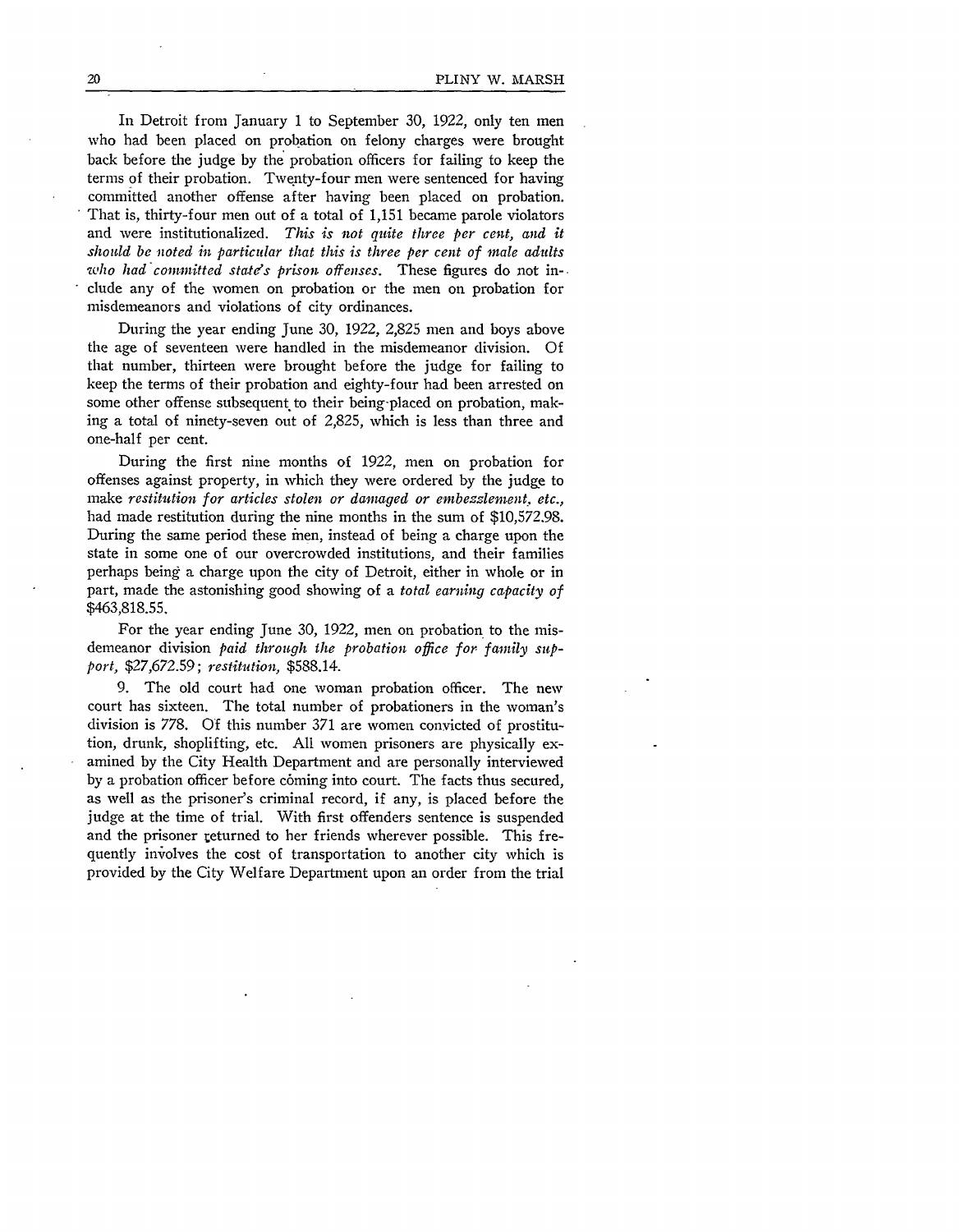In Detroit from January 1 to September 30, 1922, only ten men who had been placed on probation on felony charges were brought back before the judge by the probation officers for failing to keep the terms of their probation. Twenty-four men were sentenced for having committed another offense after having been placed on probation. That is, thirty-four men out of a total of 1,151 became parole violators and were institutionalized. *This is not quite three per cent, and it should be noted in particular that this is three per cent of male adults who had committed state's prison offenses.* These figures do not include any of the women on probation or the men on probation for misdemeanors and violations of city ordinances.

During the year ending June 30, 1922, 2,825 men and boys above the age of seventeen were handled in the misdemeanor division. Of that number, thirteen were brought before the judge for failing to keep the terms of their probation and eighty-four had been arrested on some other offense subsequent to their being placed on probation, making a total of ninety-seven out of 2,825, which is less than three and one-half per cent.

During the first nine months of 1922, men on probation for offenses against property, in which they were ordered by the judge to make *restitution for articles stolen or damaged or embezzlement, etc.*, had made restitution during the nine months in the sum of $10,572.98. During the same period these men, instead of being a charge upon the state in some one of our overcrowded institutions, and their families perhaps being a charge upon the city of Detroit, either in whole or in part, made the astonishing good showing of a *total earning capacity of* $463,818.55.

For the year ending June 30, 1922, men on probation to the misdemeanor division *paid through the probation office for family support*, $27,672.59; *restitution*, $588.14.

9. The old court had one woman probation officer. The new court has sixteen. The total number of probationers in the woman's division is 778. Of this number 371 are women convicted of prostitution, drunk, shoplifting, etc. All women prisoners are physically examined by the City Health Department and are personally interviewed by a probation officer before coming into court. The facts thus secured, as well as the prisoner's criminal record, if any, is placed before the judge at the time of trial. With first offenders sentence is suspended and the prisoner returned to her friends wherever possible. This frequently involves the cost of transportation to another city which is provided by the City Welfare Department upon an order from the trial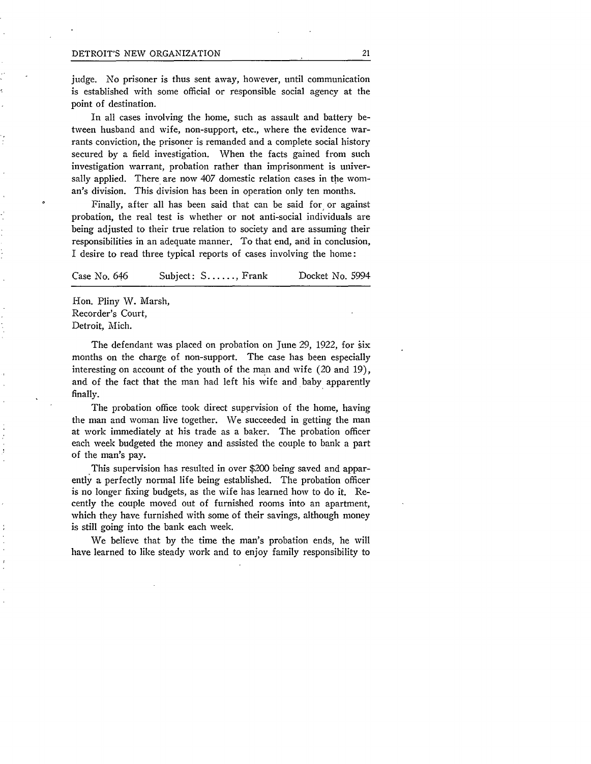judge. No prisoner is thus sent away, however, until communication is established with some official or responsible social agency at the point of destination.

In all cases involving the home, such as assault and battery between husband and wife, non-support, etc., where the evidence warrants conviction, the prisoner is remanded and a complete social history secured by a field investigation. When the facts gained from such investigation warrant, probation rather than imprisonment is universally applied. There are now 407 domestic relation cases in the woman's division. This division has been in operation only ten months.

Finally, after all has been said that can be said for or against probation, the real test is whether or not anti-social individuals are being adjusted to their true relation to society and are assuming their responsibilities in an adequate manner. To that end, and in conclusion, I desire to read three typical reports of cases involving the home:

Case No. 646 Subject: S......, Frank Docket No. 5994

Hon. Pliny W. Marsh,
Recorder's Court,
Detroit, Mich.

The defendant was placed on probation on June 29, 1922, for six months on the charge of non-support. The case has been especially interesting on account of the youth of the man and wife (20 and 19), and of the fact that the man had left his wife and baby apparently finally.

The probation office took direct supervision of the home, having the man and woman live together. We succeeded in getting the man at work immediately at his trade as a baker. The probation officer each week budgeted the money and assisted the couple to bank a part of the man's pay.

This supervision has resulted in over $200 being saved and apparently a perfectly normal life being established. The probation officer is no longer fixing budgets, as the wife has learned how to do it. Recently the couple moved out of furnished rooms into an apartment, which they have furnished with some of their savings, although money is still going into the bank each week.

We believe that by the time the man's probation ends, he will have learned to like steady work and to enjoy family responsibility to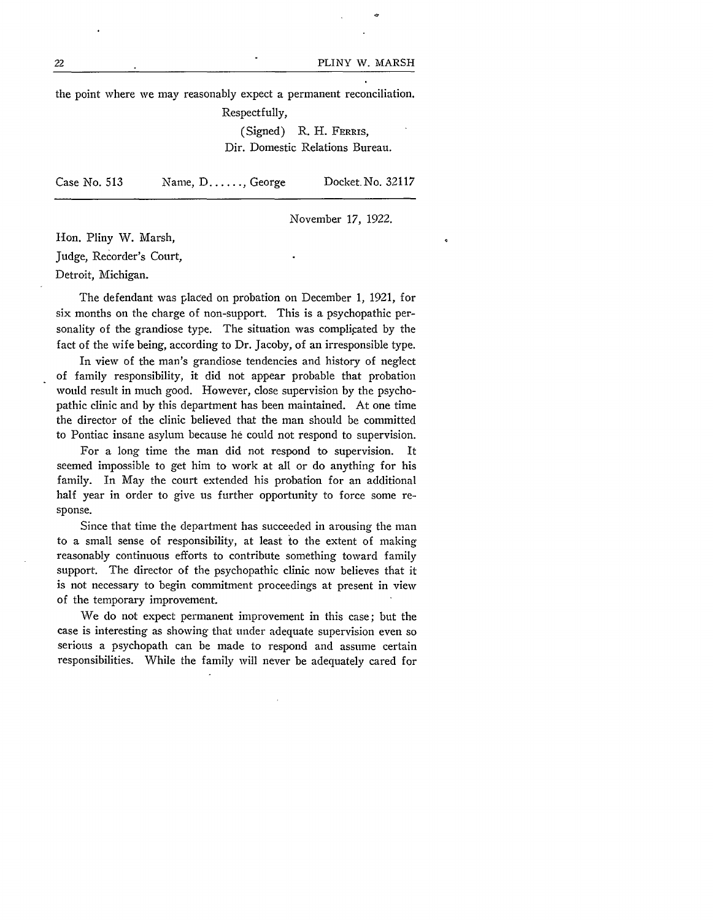the point where we may reasonably expect a permanent reconciliation.

Respectfully,

(Signed) R. H. FERRIS,
Dir. Domestic Relations Bureau.

| Case No. 513 | Name, D......, George | Docket. No. 32117 |
|---|---|---|

November 17, 1922.

Hon. Pliny W. Marsh,
Judge, Recorder's Court,
Detroit, Michigan.

The defendant was placed on probation on December 1, 1921, for six months on the charge of non-support. This is a psychopathic personality of the grandiose type. The situation was complicated by the fact of the wife being, according to Dr. Jacoby, of an irresponsible type.

In view of the man's grandiose tendencies and history of neglect of family responsibility, it did not appear probable that probation would result in much good. However, close supervision by the psychopathic clinic and by this department has been maintained. At one time the director of the clinic believed that the man should be committed to Pontiac insane asylum because he could not respond to supervision.

For a long time the man did not respond to supervision. It seemed impossible to get him to work at all or do anything for his family. In May the court extended his probation for an additional half year in order to give us further opportunity to force some response.

Since that time the department has succeeded in arousing the man to a small sense of responsibility, at least to the extent of making reasonably continuous efforts to contribute something toward family support. The director of the psychopathic clinic now believes that it is not necessary to begin commitment proceedings at present in view of the temporary improvement.

We do not expect permanent improvement in this case; but the case is interesting as showing that under adequate supervision even so serious a psychopath can be made to respond and assume certain responsibilities. While the family will never be adequately cared for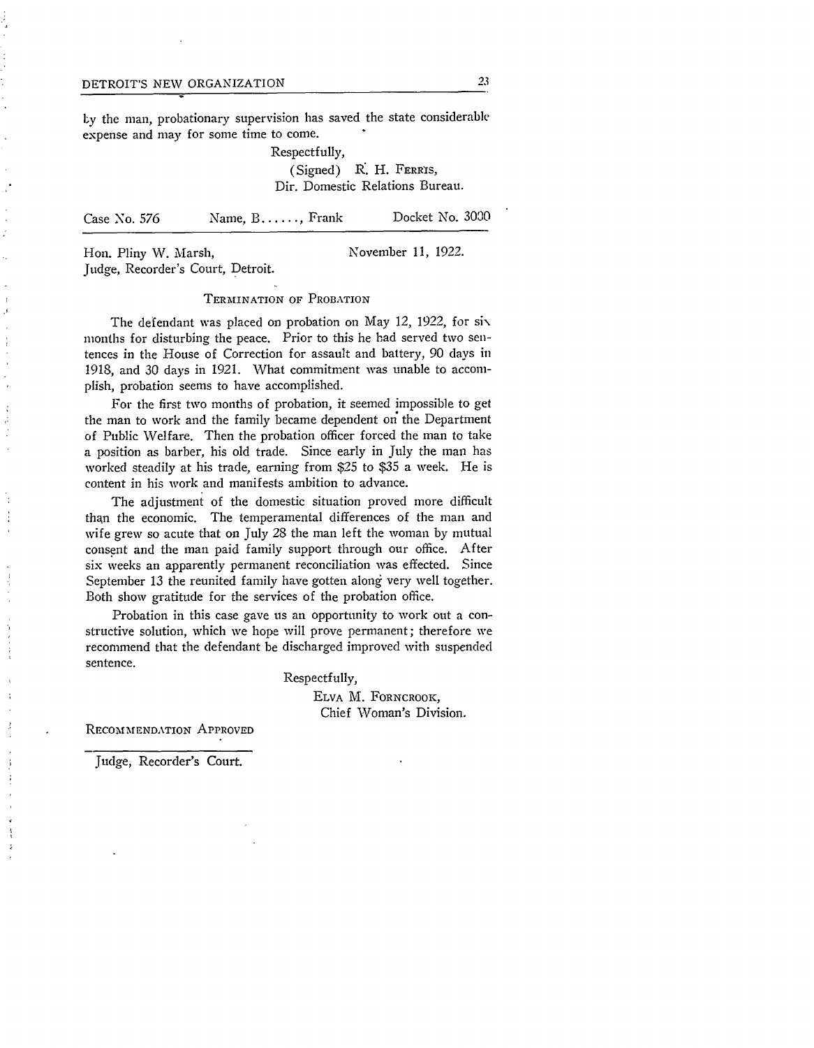by the man, probationary supervision has saved the state considerable expense and may for some time to come.

Respectfully,

(Signed) R. H. FERRIS,
Dir. Domestic Relations Bureau.

Case No. 576 Name, B……, Frank Docket No. 3030

Hon. Pliny W. Marsh,
Judge, Recorder's Court, Detroit.

November 11, 1922.

TERMINATION OF PROBATION

The defendant was placed on probation on May 12, 1922, for six months for disturbing the peace. Prior to this he had served two sentences in the House of Correction for assault and battery, 90 days in 1918, and 30 days in 1921. What commitment was unable to accomplish, probation seems to have accomplished.

For the first two months of probation, it seemed impossible to get the man to work and the family became dependent on the Department of Public Welfare. Then the probation officer forced the man to take a position as barber, his old trade. Since early in July the man has worked steadily at his trade, earning from $25 to $35 a week. He is content in his work and manifests ambition to advance.

The adjustment of the domestic situation proved more difficult than the economic. The temperamental differences of the man and wife grew so acute that on July 28 the man left the woman by mutual consent and the man paid family support through our office. After six weeks an apparently permanent reconciliation was effected. Since September 13 the reunited family have gotten along very well together. Both show gratitude for the services of the probation office.

Probation in this case gave us an opportunity to work out a constructive solution, which we hope will prove permanent; therefore we recommend that the defendant be discharged improved with suspended sentence.

Respectfully,

ELVA M. FORNCROOK,
Chief Woman's Division.

RECOMMENDATION APPROVED

Judge, Recorder's Court.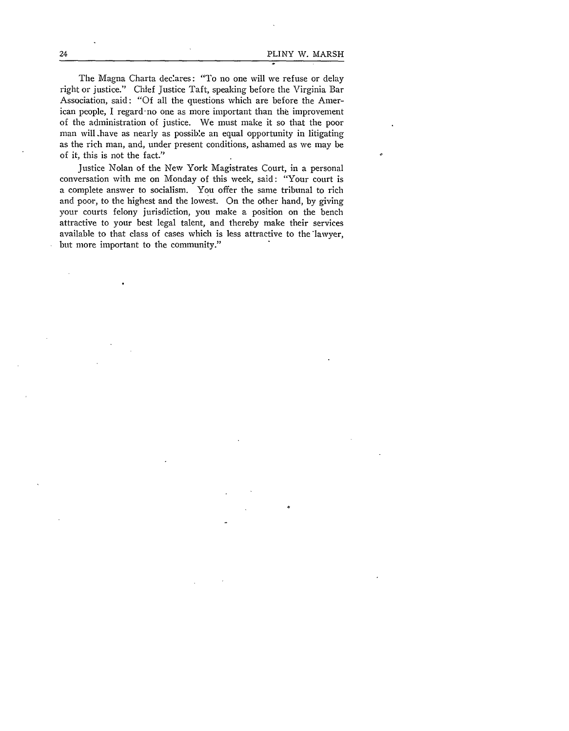The Magna Charta declares: "To no one will we refuse or delay right or justice." Chief Justice Taft, speaking before the Virginia Bar Association, said: "Of all the questions which are before the American people, I regard no one as more important than the improvement of the administration of justice. We must make it so that the poor man will have as nearly as possible an equal opportunity in litigating as the rich man, and, under present conditions, ashamed as we may be of it, this is not the fact."

Justice Nolan of the New York Magistrates Court, in a personal conversation with me on Monday of this week, said: "Your court is a complete answer to socialism. You offer the same tribunal to rich and poor, to the highest and the lowest. On the other hand, by giving your courts felony jurisdiction, you make a position on the bench attractive to your best legal talent, and thereby make their services available to that class of cases which is less attractive to the lawyer, but more important to the community."